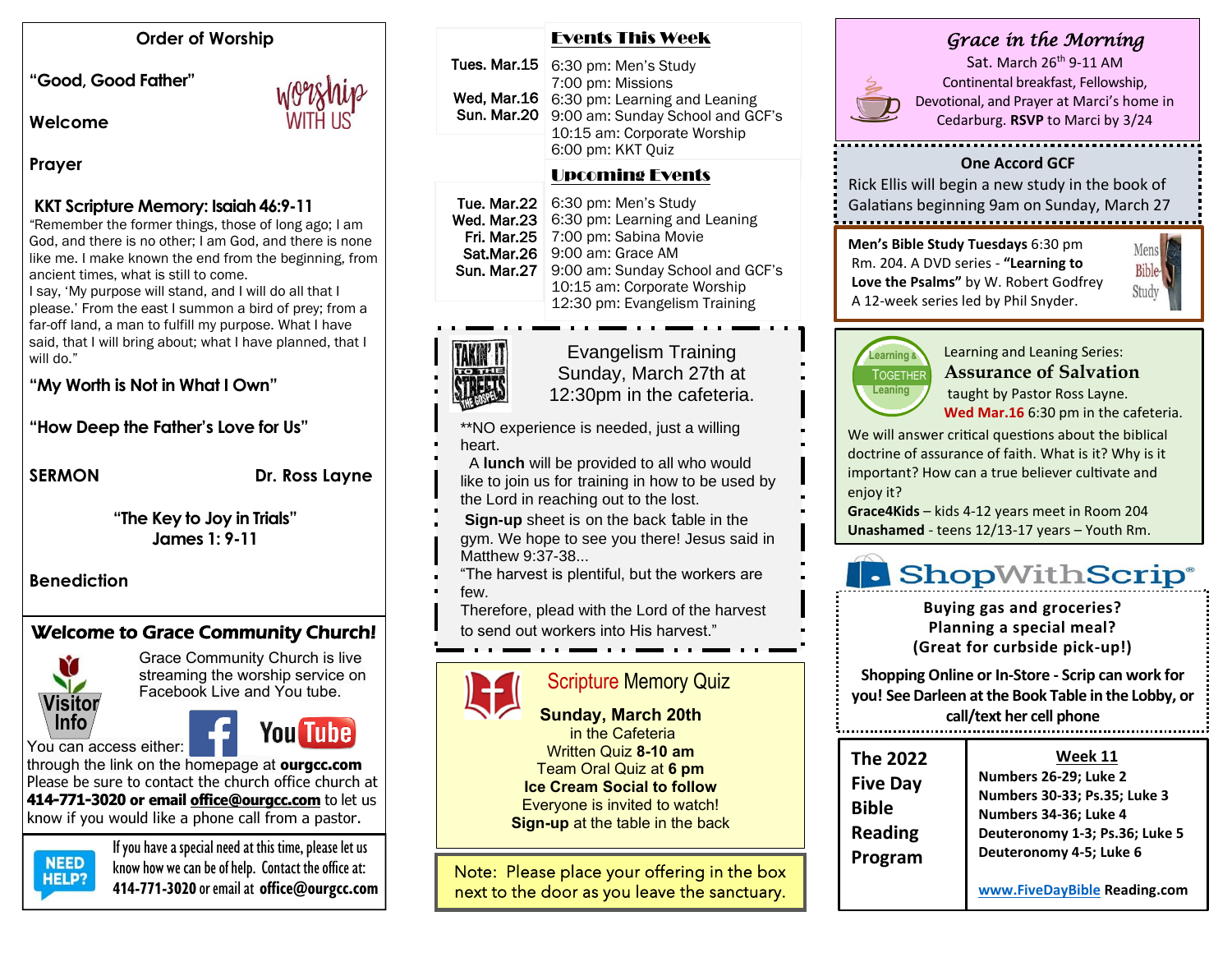## Order of Worship

**"Good, Good Father"**

**Welcome**

**Prayer**

**KKT Scripture Memory: Isaiah 46:9-11**

"Remember the former things, those of long ago; I am God, and there is no other; I am God, and there is none like me. I make known the end from the beginning, from ancient times, what is still to come.
I say, 'My purpose will stand, and I will do all that I please.' From the east I summon a bird of prey; from a far-off land, a man to fulfill my purpose. What I have said, that I will bring about; what I have planned, that I will do."

**"My Worth is Not in What I Own"**

**"How Deep the Father's Love for Us"**

**SERMON** — **Dr. Ross Layne**

**"The Key to Joy in Trials"**
**James 1: 9-11**

**Benediction**

## Welcome to Grace Community Church!

Grace Community Church is live streaming the worship service on Facebook Live and You tube.

You can access either: through the link on the homepage at **ourgcc.com**
Please be sure to contact the church office church at **414-771-3020 or email office@ourgcc.com** to let us know if you would like a phone call from a pastor.

**NEED HELP?** If you have a special need at this time, please let us know how we can be of help. Contact the office at: **414-771-3020** or email at **office@ourgcc.com**

## Events This Week

| | |
|---|---|
| Tues. Mar.15 | 6:30 pm: Men's Study<br>7:00 pm: Missions |
| Wed, Mar.16 | 6:30 pm: Learning and Leaning |
| Sun. Mar.20 | 9:00 am: Sunday School and GCF's<br>10:15 am: Corporate Worship<br>6:00 pm: KKT Quiz |

## Upcoming Events

| | |
|---|---|
| Tue. Mar.22 | 6:30 pm: Men's Study |
| Wed. Mar.23 | 6:30 pm: Learning and Leaning |
| Fri. Mar.25 | 7:00 pm: Sabina Movie |
| Sat.Mar.26 | 9:00 am: Grace AM |
| Sun. Mar.27 | 9:00 am: Sunday School and GCF's<br>10:15 am: Corporate Worship<br>12:30 pm: Evangelism Training |

## Evangelism Training

Sunday, March 27th at 12:30pm in the cafeteria.

**NO experience is needed, just a willing heart.

A **lunch** will be provided to all who would like to join us for training in how to be used by the Lord in reaching out to the lost.

**Sign-up** sheet is on the back table in the gym. We hope to see you there! Jesus said in Matthew 9:37-38...
"The harvest is plentiful, but the workers are few.
Therefore, plead with the Lord of the harvest to send out workers into His harvest."

## Scripture Memory Quiz

**Sunday, March 20th**
in the Cafeteria
Written Quiz **8-10 am**
Team Oral Quiz at **6 pm**
**Ice Cream Social to follow**
Everyone is invited to watch!
**Sign-up** at the table in the back

Note: Please place your offering in the box next to the door as you leave the sanctuary.

## *Grace in the Morning*

Sat. March 26th 9-11 AM
Continental breakfast, Fellowship, Devotional, and Prayer at Marci's home in Cedarburg. **RSVP** to Marci by 3/24

## One Accord GCF

Rick Ellis will begin a new study in the book of Galatians beginning 9am on Sunday, March 27

**Men's Bible Study Tuesdays** 6:30 pm
Rm. 204. A DVD series - **"Learning to Love the Psalms"** by W. Robert Godfrey
A 12-week series led by Phil Snyder.

Learning and Leaning Series:
## Assurance of Salvation
taught by Pastor Ross Layne.
**Wed Mar.16** 6:30 pm in the cafeteria.

We will answer critical questions about the biblical doctrine of assurance of faith. What is it? Why is it important? How can a true believer cultivate and enjoy it?
**Grace4Kids** – kids 4-12 years meet in Room 204
**Unashamed** - teens 12/13-17 years – Youth Rm.

## ShopWithScrip®

**Buying gas and groceries?**
**Planning a special meal?**
**(Great for curbside pick-up!)**

**Shopping Online or In-Store - Scrip can work for you! See Darleen at the Book Table in the Lobby, or call/text her cell phone**

| The 2022 Five Day Bible Reading Program | **Week 11**<br>**Numbers 26-29; Luke 2**<br>**Numbers 30-33; Ps.35; Luke 3**<br>**Numbers 34-36; Luke 4**<br>**Deuteronomy 1-3; Ps.36; Luke 5**<br>**Deuteronomy 4-5; Luke 6**<br><br>**www.FiveDayBible Reading.com** |
|---|---|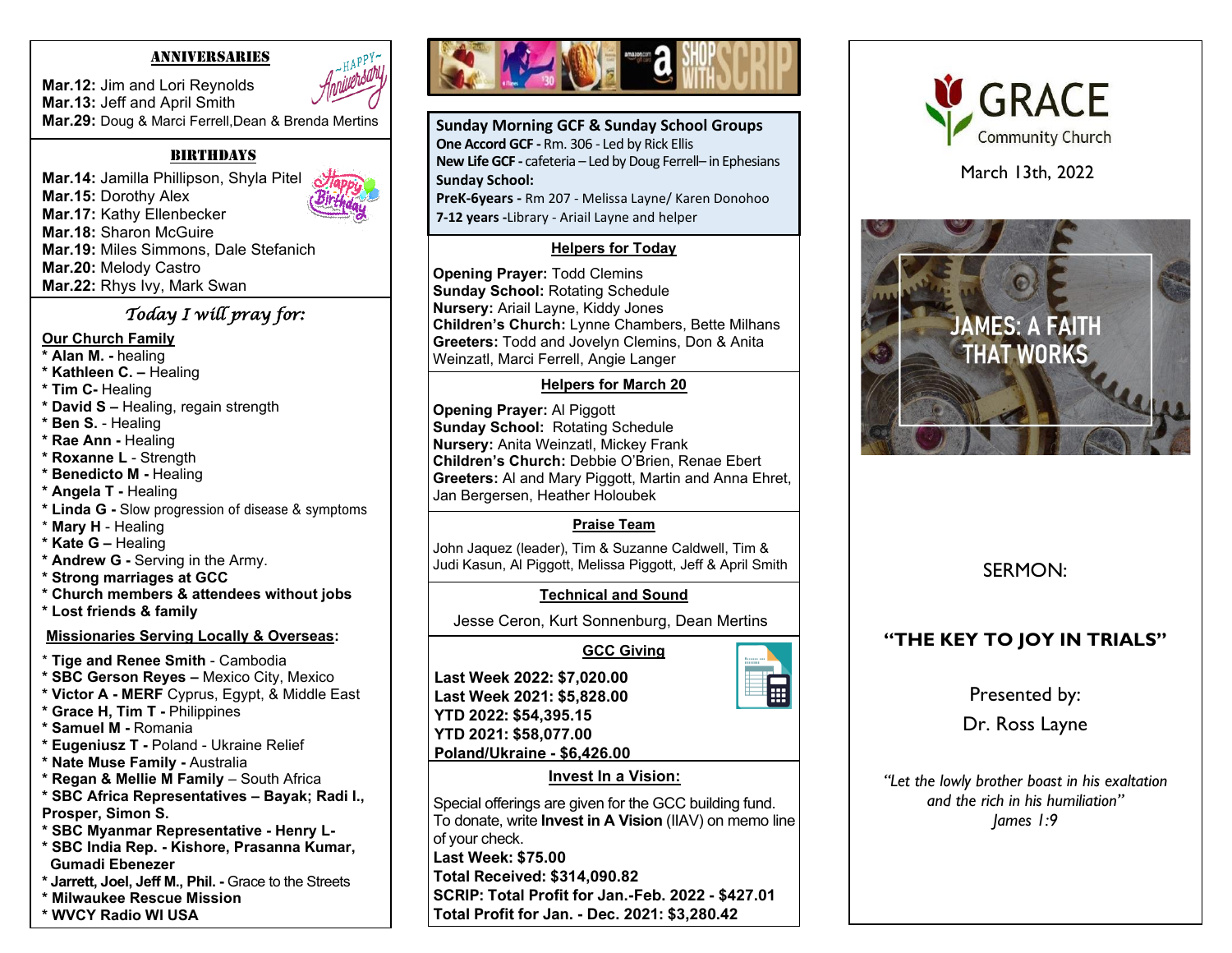## ANNIVERSARIES

**Mar.12:** Jim and Lori Reynolds
**Mar.13:** Jeff and April Smith
**Mar.29:** Doug & Marci Ferrell, Dean & Brenda Mertins

## BIRTHDAYS

**Mar.14:** Jamilla Phillipson, Shyla Pitel
**Mar.15:** Dorothy Alex
**Mar.17:** Kathy Ellenbecker
**Mar.18:** Sharon McGuire
**Mar.19:** Miles Simmons, Dale Stefanich
**Mar.20:** Melody Castro
**Mar.22:** Rhys Ivy, Mark Swan

## *Today I will pray for:*

**Our Church Family**

* **Alan M.** - healing
* **Kathleen C.** – Healing
* **Tim C-** Healing
* **David S** – Healing, regain strength
* **Ben S.** - Healing
* **Rae Ann** - Healing
* **Roxanne L** - Strength
* **Benedicto M** - Healing
* **Angela T** - Healing
* **Linda G** - Slow progression of disease & symptoms
* **Mary H** - Healing
* **Kate G** – Healing
* **Andrew G** - Serving in the Army.
* **Strong marriages at GCC**
* **Church members & attendees without jobs**
* **Lost friends & family**

**Missionaries Serving Locally & Overseas:**

* **Tige and Renee Smith** - Cambodia
* **SBC Gerson Reyes** – Mexico City, Mexico
* **Victor A - MERF** Cyprus, Egypt, & Middle East
* **Grace H, Tim T** - Philippines
* **Samuel M** - Romania
* **Eugeniusz T** - Poland - Ukraine Relief
* **Nate Muse Family** - Australia
* **Regan & Mellie M Family** – South Africa
* **SBC Africa Representatives – Bayak; Radi I., Prosper, Simon S.**
* **SBC Myanmar Representative - Henry L-**
* **SBC India Rep. - Kishore, Prasanna Kumar, Gumadi Ebenezer**
* **Jarrett, Joel, Jeff M., Phil.** - Grace to the Streets
* **Milwaukee Rescue Mission**
* **WVCY Radio WI USA**

SHOP WITH SCRIP

## Sunday Morning GCF & Sunday School Groups

**One Accord GCF** - Rm. 306 - Led by Rick Ellis
**New Life GCF** - cafeteria – Led by Doug Ferrell– in Ephesians
**Sunday School:**
**PreK-6years** - Rm 207 - Melissa Layne/ Karen Donohoo
**7-12 years** -Library - Ariail Layne and helper

### Helpers for Today

**Opening Prayer:** Todd Clemins
**Sunday School:** Rotating Schedule
**Nursery:** Ariail Layne, Kiddy Jones
**Children's Church:** Lynne Chambers, Bette Milhans
**Greeters:** Todd and Jovelyn Clemins, Don & Anita Weinzatl, Marci Ferrell, Angie Langer

### Helpers for March 20

**Opening Prayer:** Al Piggott
**Sunday School:** Rotating Schedule
**Nursery:** Anita Weinzatl, Mickey Frank
**Children's Church:** Debbie O'Brien, Renae Ebert
**Greeters:** Al and Mary Piggott, Martin and Anna Ehret, Jan Bergersen, Heather Holoubek

### Praise Team

John Jaquez (leader), Tim & Suzanne Caldwell, Tim & Judi Kasun, Al Piggott, Melissa Piggott, Jeff & April Smith

### Technical and Sound

Jesse Ceron, Kurt Sonnenburg, Dean Mertins

### GCC Giving

**Last Week 2022: $7,020.00**
**Last Week 2021: $5,828.00**
**YTD 2022: $54,395.15**
**YTD 2021: $58,077.00**
**Poland/Ukraine - $6,426.00**

### Invest In a Vision:

Special offerings are given for the GCC building fund. To donate, write **Invest in A Vision** (IIAV) on memo line of your check.
**Last Week: $75.00**
**Total Received: $314,090.82**
**SCRIP: Total Profit for Jan.-Feb. 2022 - $427.01**
**Total Profit for Jan. - Dec. 2021: $3,280.42**

# GRACE
Community Church

March 13th, 2022

JAMES: A FAITH THAT WORKS

SERMON:

**"THE KEY TO JOY IN TRIALS"**

Presented by:
Dr. Ross Layne

*"Let the lowly brother boast in his exaltation and the rich in his humiliation"*
*James 1:9*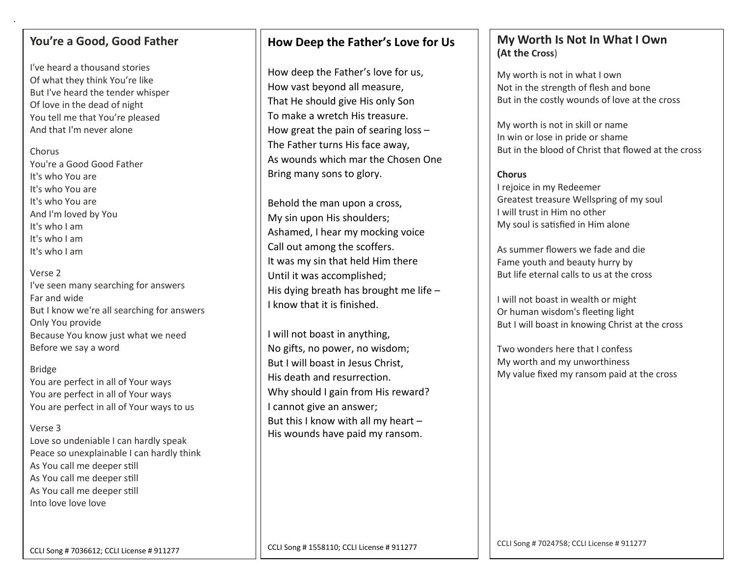## You're a Good, Good Father

I've heard a thousand stories
Of what they think You're like
But I've heard the tender whisper
Of love in the dead of night
You tell me that You're pleased
And that I'm never alone

Chorus
You're a Good Good Father
It's who You are
It's who You are
It's who You are
And I'm loved by You
It's who I am
It's who I am
It's who I am

Verse 2
I've seen many searching for answers
Far and wide
But I know we're all searching for answers
Only You provide
Because You know just what we need
Before we say a word

Bridge
You are perfect in all of Your ways
You are perfect in all of Your ways
You are perfect in all of Your ways to us

Verse 3
Love so undeniable I can hardly speak
Peace so unexplainable I can hardly think
As You call me deeper still
As You call me deeper still
As You call me deeper still
Into love love love

CCLI Song # 7036612; CCLI License # 911277

## How Deep the Father's Love for Us

How deep the Father's love for us,
How vast beyond all measure,
That He should give His only Son
To make a wretch His treasure.
How great the pain of searing loss –
The Father turns His face away,
As wounds which mar the Chosen One
Bring many sons to glory.

Behold the man upon a cross,
My sin upon His shoulders;
Ashamed, I hear my mocking voice
Call out among the scoffers.
It was my sin that held Him there
Until it was accomplished;
His dying breath has brought me life –
I know that it is finished.

I will not boast in anything,
No gifts, no power, no wisdom;
But I will boast in Jesus Christ,
His death and resurrection.
Why should I gain from His reward?
I cannot give an answer;
But this I know with all my heart –
His wounds have paid my ransom.

CCLI Song # 1558110; CCLI License # 911277

## My Worth Is Not In What I Own
**(At the Cross)**

My worth is not in what I own
Not in the strength of flesh and bone
But in the costly wounds of love at the cross

My worth is not in skill or name
In win or lose in pride or shame
But in the blood of Christ that flowed at the cross

**Chorus**
I rejoice in my Redeemer
Greatest treasure Wellspring of my soul
I will trust in Him no other
My soul is satisfied in Him alone

As summer flowers we fade and die
Fame youth and beauty hurry by
But life eternal calls to us at the cross

I will not boast in wealth or might
Or human wisdom's fleeting light
But I will boast in knowing Christ at the cross

Two wonders here that I confess
My worth and my unworthiness
My value fixed my ransom paid at the cross

CCLI Song # 7024758; CCLI License # 911277